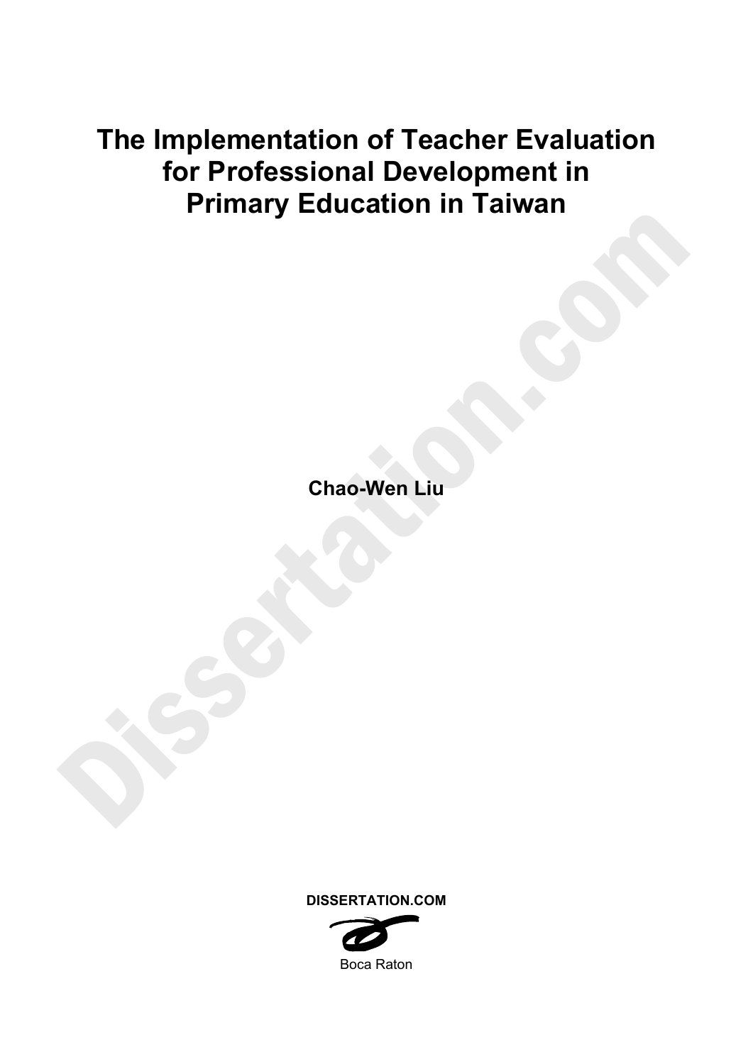# The Implementation of Teacher Evaluation for Professional Development in Primary Education in Taiwan

**Chao-Wen Liu**

**DISSERTATION.COM**

Boca Raton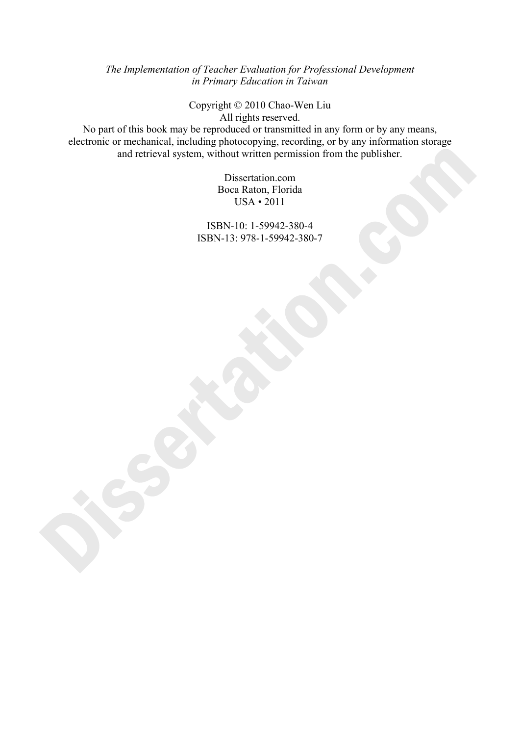*The Implementation of Teacher Evaluation for Professional Development in Primary Education in Taiwan*

Copyright © 2010 Chao-Wen Liu
All rights reserved.
No part of this book may be reproduced or transmitted in any form or by any means, electronic or mechanical, including photocopying, recording, or by any information storage and retrieval system, without written permission from the publisher.

Dissertation.com
Boca Raton, Florida
USA • 2011

ISBN-10: 1-59942-380-4
ISBN-13: 978-1-59942-380-7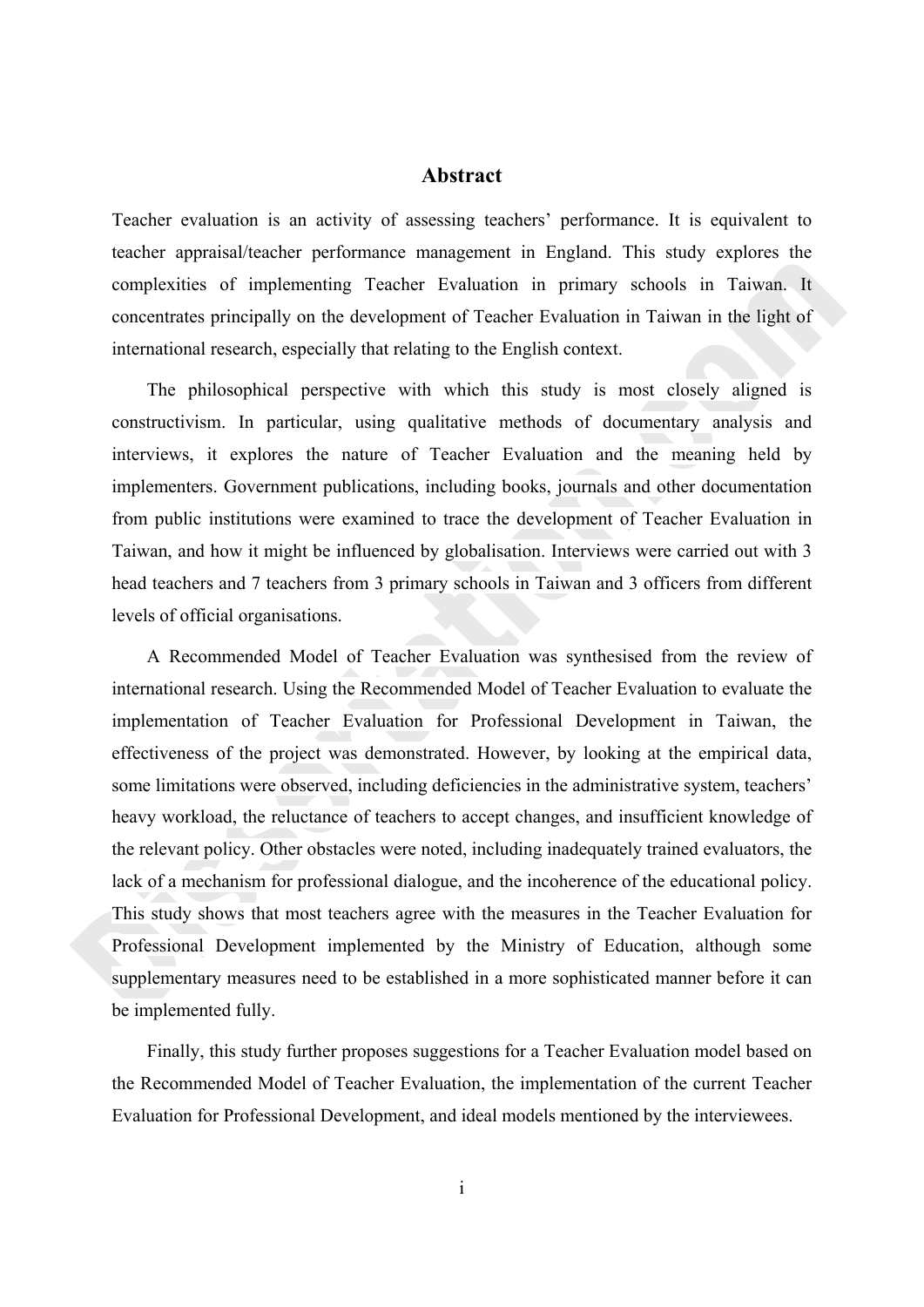# Abstract

Teacher evaluation is an activity of assessing teachers' performance. It is equivalent to teacher appraisal/teacher performance management in England. This study explores the complexities of implementing Teacher Evaluation in primary schools in Taiwan. It concentrates principally on the development of Teacher Evaluation in Taiwan in the light of international research, especially that relating to the English context.

The philosophical perspective with which this study is most closely aligned is constructivism. In particular, using qualitative methods of documentary analysis and interviews, it explores the nature of Teacher Evaluation and the meaning held by implementers. Government publications, including books, journals and other documentation from public institutions were examined to trace the development of Teacher Evaluation in Taiwan, and how it might be influenced by globalisation. Interviews were carried out with 3 head teachers and 7 teachers from 3 primary schools in Taiwan and 3 officers from different levels of official organisations.

A Recommended Model of Teacher Evaluation was synthesised from the review of international research. Using the Recommended Model of Teacher Evaluation to evaluate the implementation of Teacher Evaluation for Professional Development in Taiwan, the effectiveness of the project was demonstrated. However, by looking at the empirical data, some limitations were observed, including deficiencies in the administrative system, teachers' heavy workload, the reluctance of teachers to accept changes, and insufficient knowledge of the relevant policy. Other obstacles were noted, including inadequately trained evaluators, the lack of a mechanism for professional dialogue, and the incoherence of the educational policy. This study shows that most teachers agree with the measures in the Teacher Evaluation for Professional Development implemented by the Ministry of Education, although some supplementary measures need to be established in a more sophisticated manner before it can be implemented fully.

Finally, this study further proposes suggestions for a Teacher Evaluation model based on the Recommended Model of Teacher Evaluation, the implementation of the current Teacher Evaluation for Professional Development, and ideal models mentioned by the interviewees.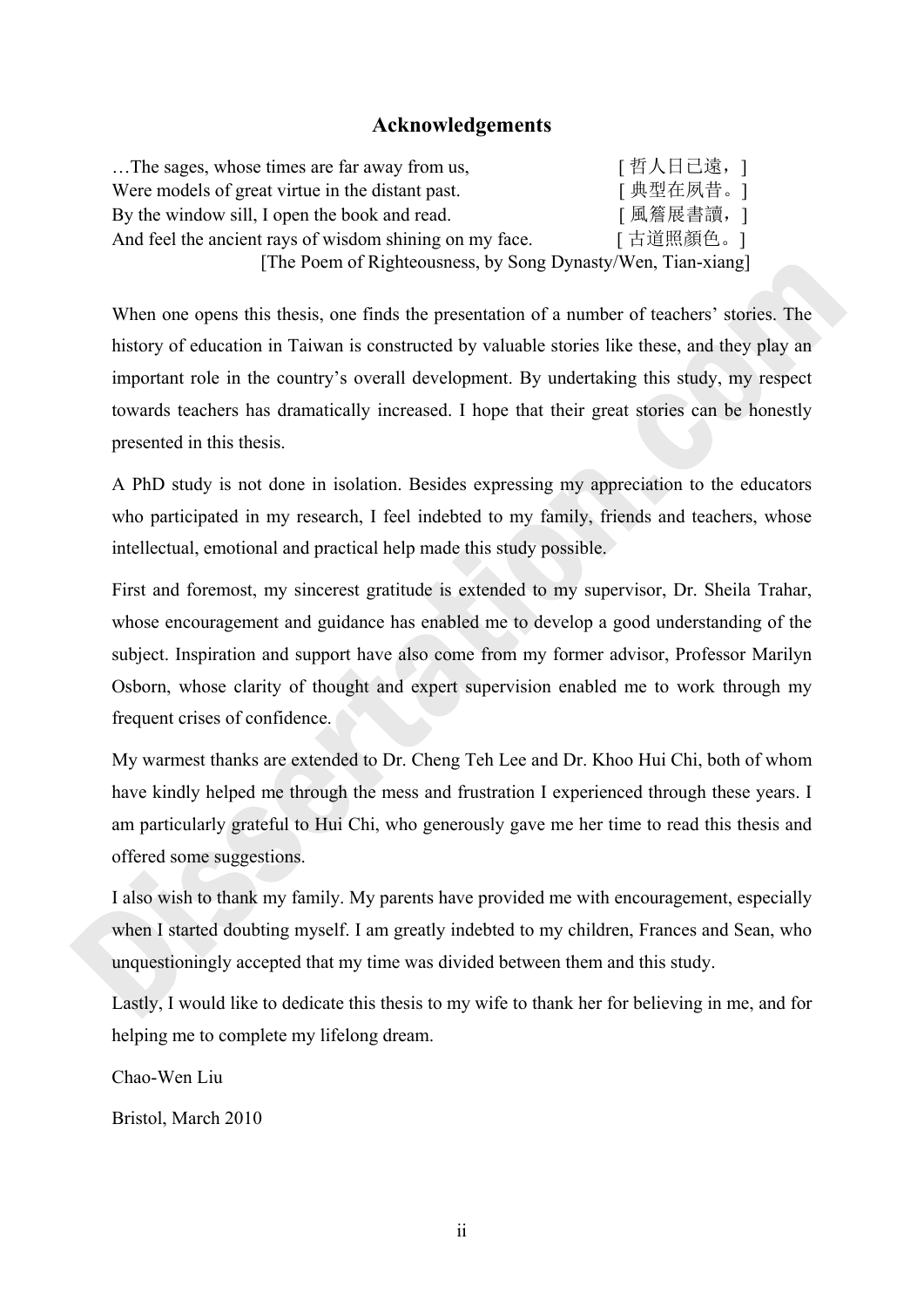## Acknowledgements

…The sages, whose times are far away from us, [ 哲人日已遠，]
Were models of great virtue in the distant past. [ 典型在夙昔。]
By the window sill, I open the book and read. [ 風簷展書讀，]
And feel the ancient rays of wisdom shining on my face. [ 古道照顏色。]
[The Poem of Righteousness, by Song Dynasty/Wen, Tian-xiang]

When one opens this thesis, one finds the presentation of a number of teachers' stories. The history of education in Taiwan is constructed by valuable stories like these, and they play an important role in the country's overall development. By undertaking this study, my respect towards teachers has dramatically increased. I hope that their great stories can be honestly presented in this thesis.

A PhD study is not done in isolation. Besides expressing my appreciation to the educators who participated in my research, I feel indebted to my family, friends and teachers, whose intellectual, emotional and practical help made this study possible.

First and foremost, my sincerest gratitude is extended to my supervisor, Dr. Sheila Trahar, whose encouragement and guidance has enabled me to develop a good understanding of the subject. Inspiration and support have also come from my former advisor, Professor Marilyn Osborn, whose clarity of thought and expert supervision enabled me to work through my frequent crises of confidence.

My warmest thanks are extended to Dr. Cheng Teh Lee and Dr. Khoo Hui Chi, both of whom have kindly helped me through the mess and frustration I experienced through these years. I am particularly grateful to Hui Chi, who generously gave me her time to read this thesis and offered some suggestions.

I also wish to thank my family. My parents have provided me with encouragement, especially when I started doubting myself. I am greatly indebted to my children, Frances and Sean, who unquestioningly accepted that my time was divided between them and this study.

Lastly, I would like to dedicate this thesis to my wife to thank her for believing in me, and for helping me to complete my lifelong dream.

Chao-Wen Liu

Bristol, March 2010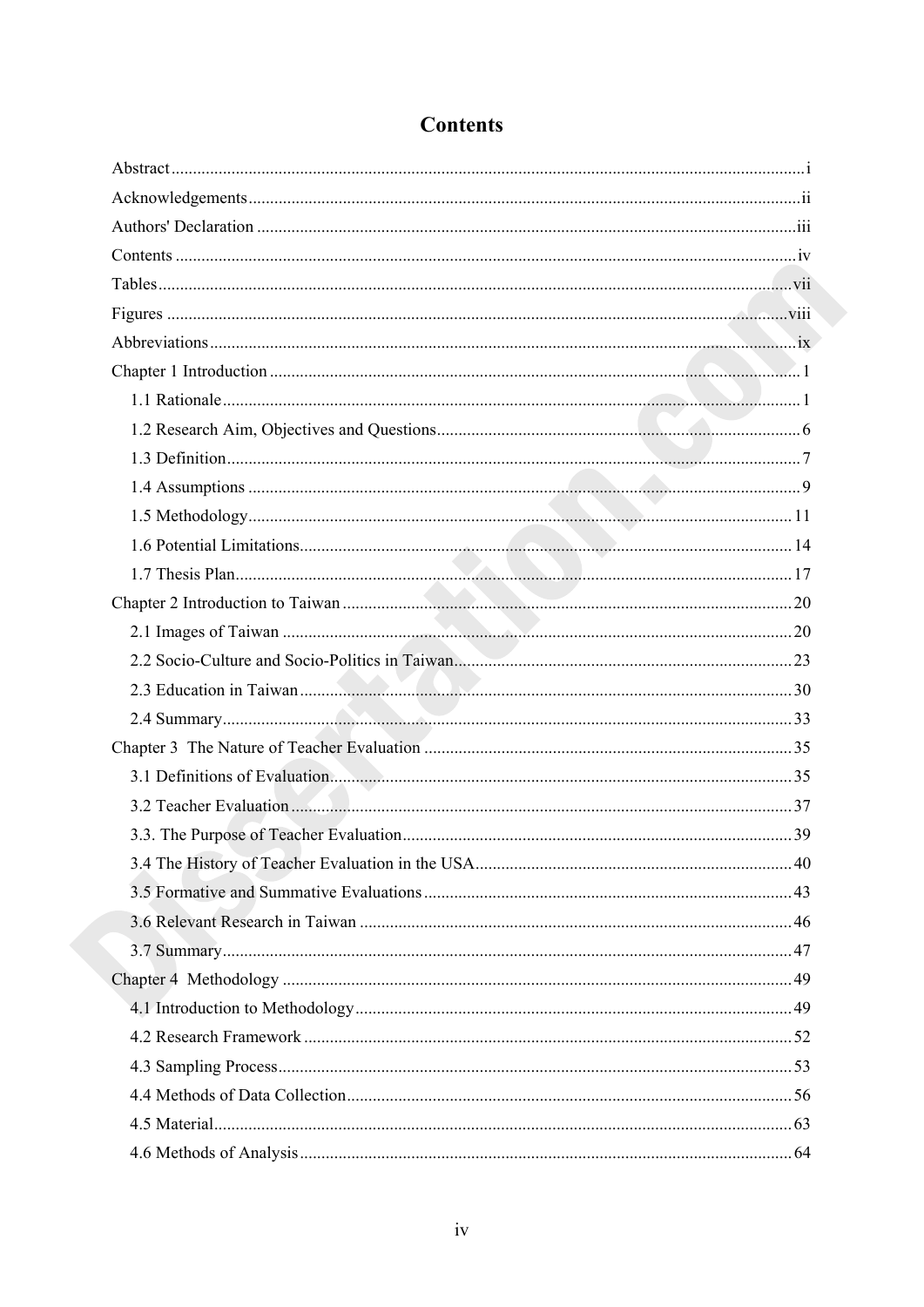# Contents

Abstract ........................................................................................................................................i
Acknowledgements ......................................................................................................................ii
Authors' Declaration ...................................................................................................................iii
Contents ......................................................................................................................................iv
Tables .........................................................................................................................................vii
Figures ......................................................................................................................................viii
Abbreviations ..............................................................................................................................ix
Chapter 1 Introduction ..................................................................................................................1
  1.1 Rationale ................................................................................................................................1
  1.2 Research Aim, Objectives and Questions ...............................................................................6
  1.3 Definition ...............................................................................................................................7
  1.4 Assumptions ..........................................................................................................................9
  1.5 Methodology ........................................................................................................................11
  1.6 Potential Limitations ............................................................................................................14
  1.7 Thesis Plan ..........................................................................................................................17
Chapter 2 Introduction to Taiwan ................................................................................................20
  2.1 Images of Taiwan .................................................................................................................20
  2.2 Socio-Culture and Socio-Politics in Taiwan ..........................................................................23
  2.3 Education in Taiwan ............................................................................................................30
  2.4 Summary ..............................................................................................................................33
Chapter 3  The Nature of Teacher Evaluation ...............................................................................35
  3.1 Definitions of Evaluation ......................................................................................................35
  3.2 Teacher Evaluation ..............................................................................................................37
  3.3. The Purpose of Teacher Evaluation ......................................................................................39
  3.4 The History of Teacher Evaluation in the USA .....................................................................40
  3.5 Formative and Summative Evaluations .................................................................................43
  3.6 Relevant Research in Taiwan ...............................................................................................46
  3.7 Summary ..............................................................................................................................47
Chapter 4  Methodology ..............................................................................................................49
  4.1 Introduction to Methodology ................................................................................................49
  4.2 Research Framework ...........................................................................................................52
  4.3 Sampling Process .................................................................................................................53
  4.4 Methods of Data Collection ..................................................................................................56
  4.5 Material ................................................................................................................................63
  4.6 Methods of Analysis .............................................................................................................64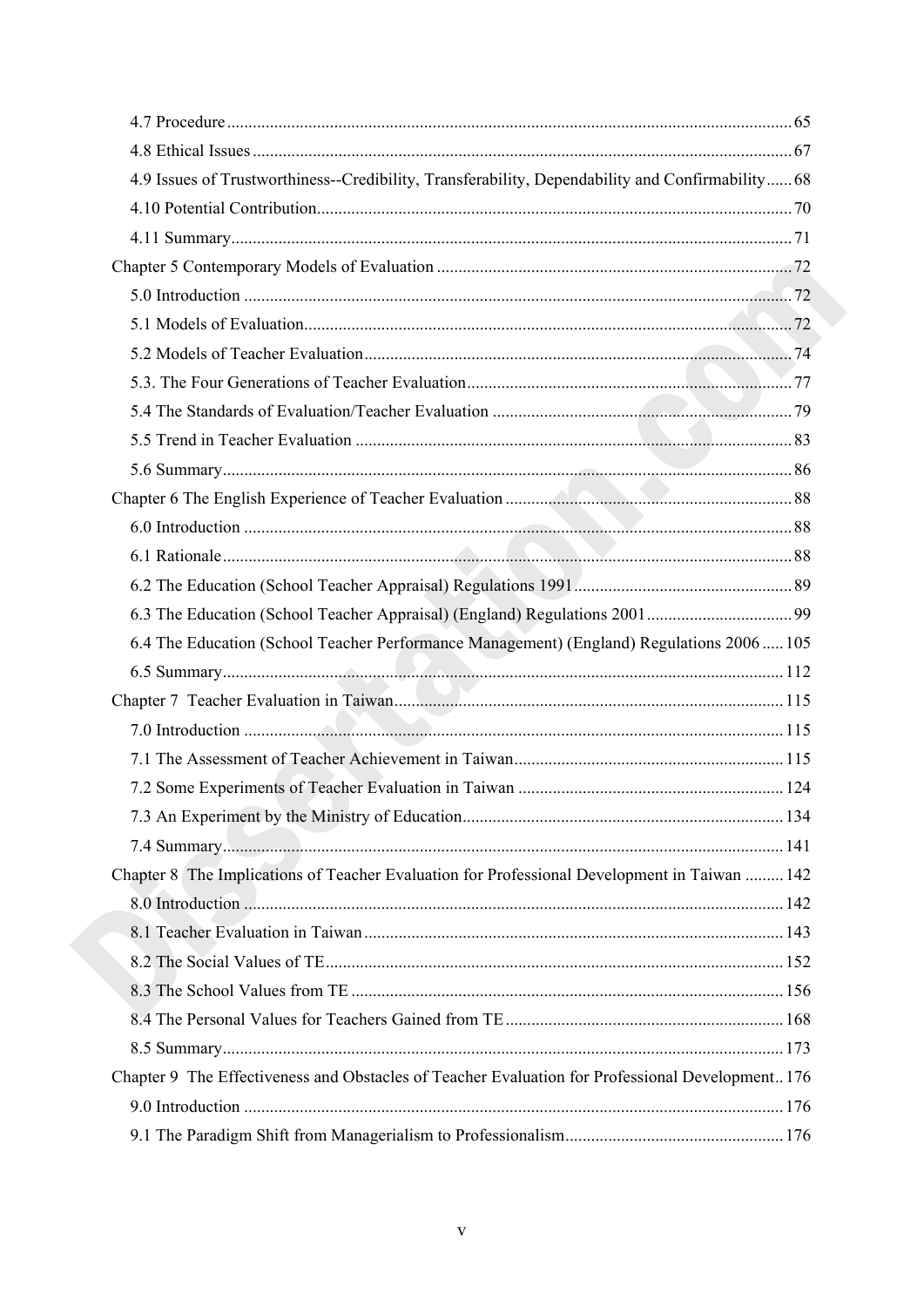4.7 Procedure ........ 65

4.8 Ethical Issues ........ 67

4.9 Issues of Trustworthiness--Credibility, Transferability, Dependability and Confirmability ........ 68

4.10 Potential Contribution ........ 70

4.11 Summary ........ 71

Chapter 5 Contemporary Models of Evaluation ........ 72

5.0 Introduction ........ 72

5.1 Models of Evaluation ........ 72

5.2 Models of Teacher Evaluation ........ 74

5.3. The Four Generations of Teacher Evaluation ........ 77

5.4 The Standards of Evaluation/Teacher Evaluation ........ 79

5.5 Trend in Teacher Evaluation ........ 83

5.6 Summary ........ 86

Chapter 6 The English Experience of Teacher Evaluation ........ 88

6.0 Introduction ........ 88

6.1 Rationale ........ 88

6.2 The Education (School Teacher Appraisal) Regulations 1991 ........ 89

6.3 The Education (School Teacher Appraisal) (England) Regulations 2001 ........ 99

6.4 The Education (School Teacher Performance Management) (England) Regulations 2006 ........ 105

6.5 Summary ........ 112

Chapter 7 Teacher Evaluation in Taiwan ........ 115

7.0 Introduction ........ 115

7.1 The Assessment of Teacher Achievement in Taiwan ........ 115

7.2 Some Experiments of Teacher Evaluation in Taiwan ........ 124

7.3 An Experiment by the Ministry of Education ........ 134

7.4 Summary ........ 141

Chapter 8 The Implications of Teacher Evaluation for Professional Development in Taiwan ........ 142

8.0 Introduction ........ 142

8.1 Teacher Evaluation in Taiwan ........ 143

8.2 The Social Values of TE ........ 152

8.3 The School Values from TE ........ 156

8.4 The Personal Values for Teachers Gained from TE ........ 168

8.5 Summary ........ 173

Chapter 9 The Effectiveness and Obstacles of Teacher Evaluation for Professional Development ........ 176

9.0 Introduction ........ 176

9.1 The Paradigm Shift from Managerialism to Professionalism ........ 176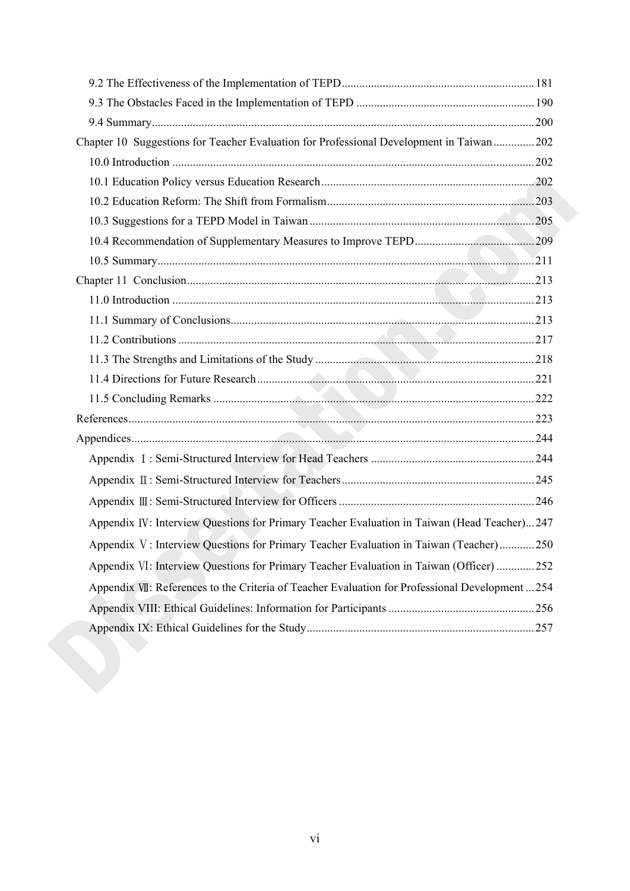9.2 The Effectiveness of the Implementation of TEPD ........ 181

9.3 The Obstacles Faced in the Implementation of TEPD ........ 190

9.4 Summary ........ 200

Chapter 10 Suggestions for Teacher Evaluation for Professional Development in Taiwan ........ 202

10.0 Introduction ........ 202

10.1 Education Policy versus Education Research ........ 202

10.2 Education Reform: The Shift from Formalism ........ 203

10.3 Suggestions for a TEPD Model in Taiwan ........ 205

10.4 Recommendation of Supplementary Measures to Improve TEPD ........ 209

10.5 Summary ........ 211

Chapter 11 Conclusion ........ 213

11.0 Introduction ........ 213

11.1 Summary of Conclusions ........ 213

11.2 Contributions ........ 217

11.3 The Strengths and Limitations of the Study ........ 218

11.4 Directions for Future Research ........ 221

11.5 Concluding Remarks ........ 222

References ........ 223

Appendices ........ 244

Appendix Ⅰ: Semi-Structured Interview for Head Teachers ........ 244

Appendix Ⅱ: Semi-Structured Interview for Teachers ........ 245

Appendix Ⅲ: Semi-Structured Interview for Officers ........ 246

Appendix Ⅳ: Interview Questions for Primary Teacher Evaluation in Taiwan (Head Teacher) ... 247

Appendix Ⅴ: Interview Questions for Primary Teacher Evaluation in Taiwan (Teacher) ........ 250

Appendix Ⅵ: Interview Questions for Primary Teacher Evaluation in Taiwan (Officer) ........ 252

Appendix Ⅶ: References to the Criteria of Teacher Evaluation for Professional Development ... 254

Appendix VIII: Ethical Guidelines: Information for Participants ........ 256

Appendix IX: Ethical Guidelines for the Study ........ 257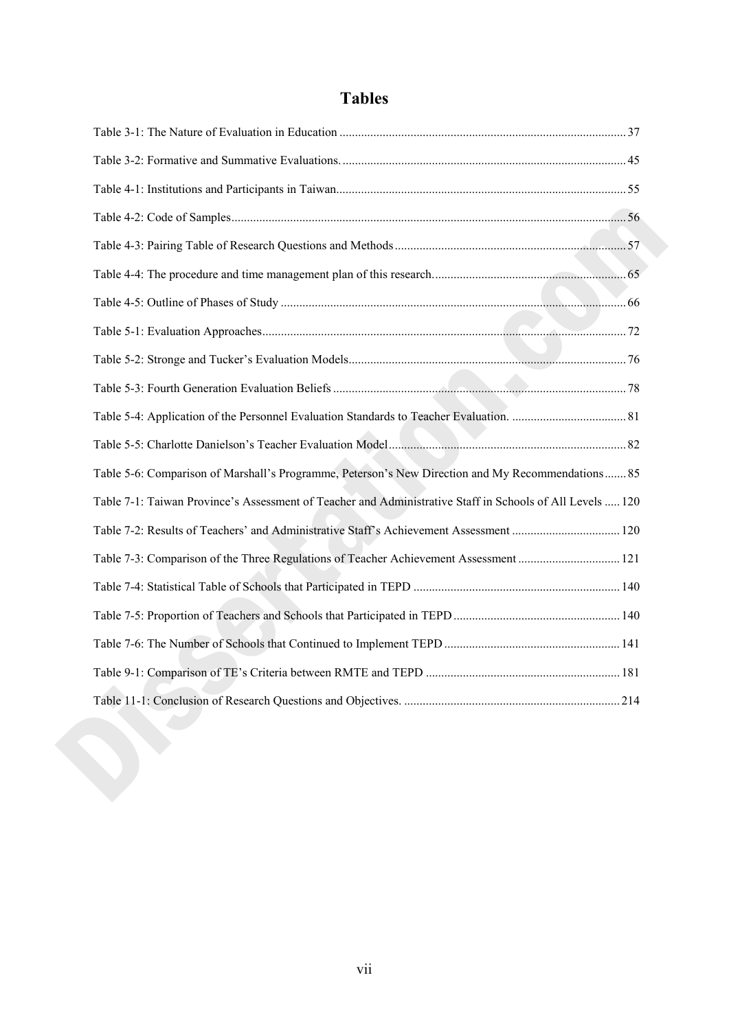# Tables

Table 3-1: The Nature of Evaluation in Education ........................................................................................ 37

Table 3-2: Formative and Summative Evaluations. ....................................................................................... 45

Table 4-1: Institutions and Participants in Taiwan......................................................................................... 55

Table 4-2: Code of Samples............................................................................................................................ 56

Table 4-3: Pairing Table of Research Questions and Methods ...................................................................... 57

Table 4-4: The procedure and time management plan of this research.......................................................... 65

Table 4-5: Outline of Phases of Study ........................................................................................................... 66

Table 5-1: Evaluation Approaches.................................................................................................................. 72

Table 5-2: Stronge and Tucker's Evaluation Models...................................................................................... 76

Table 5-3: Fourth Generation Evaluation Beliefs .......................................................................................... 78

Table 5-4: Application of the Personnel Evaluation Standards to Teacher Evaluation. ................................. 81

Table 5-5: Charlotte Danielson's Teacher Evaluation Model......................................................................... 82

Table 5-6: Comparison of Marshall's Programme, Peterson's New Direction and My Recommendations....... 85

Table 7-1: Taiwan Province's Assessment of Teacher and Administrative Staff in Schools of All Levels ..... 120

Table 7-2: Results of Teachers' and Administrative Staff's Achievement Assessment .................................. 120

Table 7-3: Comparison of the Three Regulations of Teacher Achievement Assessment ................................ 121

Table 7-4: Statistical Table of Schools that Participated in TEPD ................................................................. 140

Table 7-5: Proportion of Teachers and Schools that Participated in TEPD .................................................... 140

Table 7-6: The Number of Schools that Continued to Implement TEPD ....................................................... 141

Table 9-1: Comparison of TE's Criteria between RMTE and TEPD ............................................................. 181

Table 11-1: Conclusion of Research Questions and Objectives. .................................................................... 214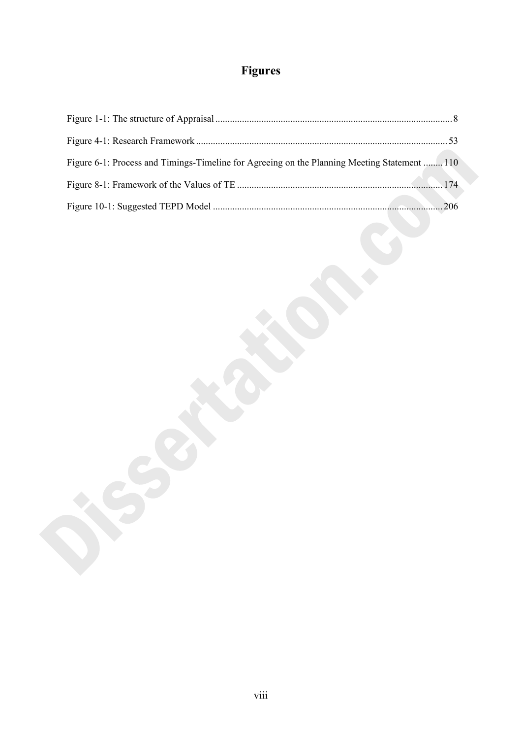# Figures

Figure 1-1: The structure of Appraisal ........................................................................................................ 8

Figure 4-1: Research Framework ........................................................................................................ 53

Figure 6-1: Process and Timings-Timeline for Agreeing on the Planning Meeting Statement ........ 110

Figure 8-1: Framework of the Values of TE .................................................................................... 174

Figure 10-1: Suggested TEPD Model ............................................................................................... 206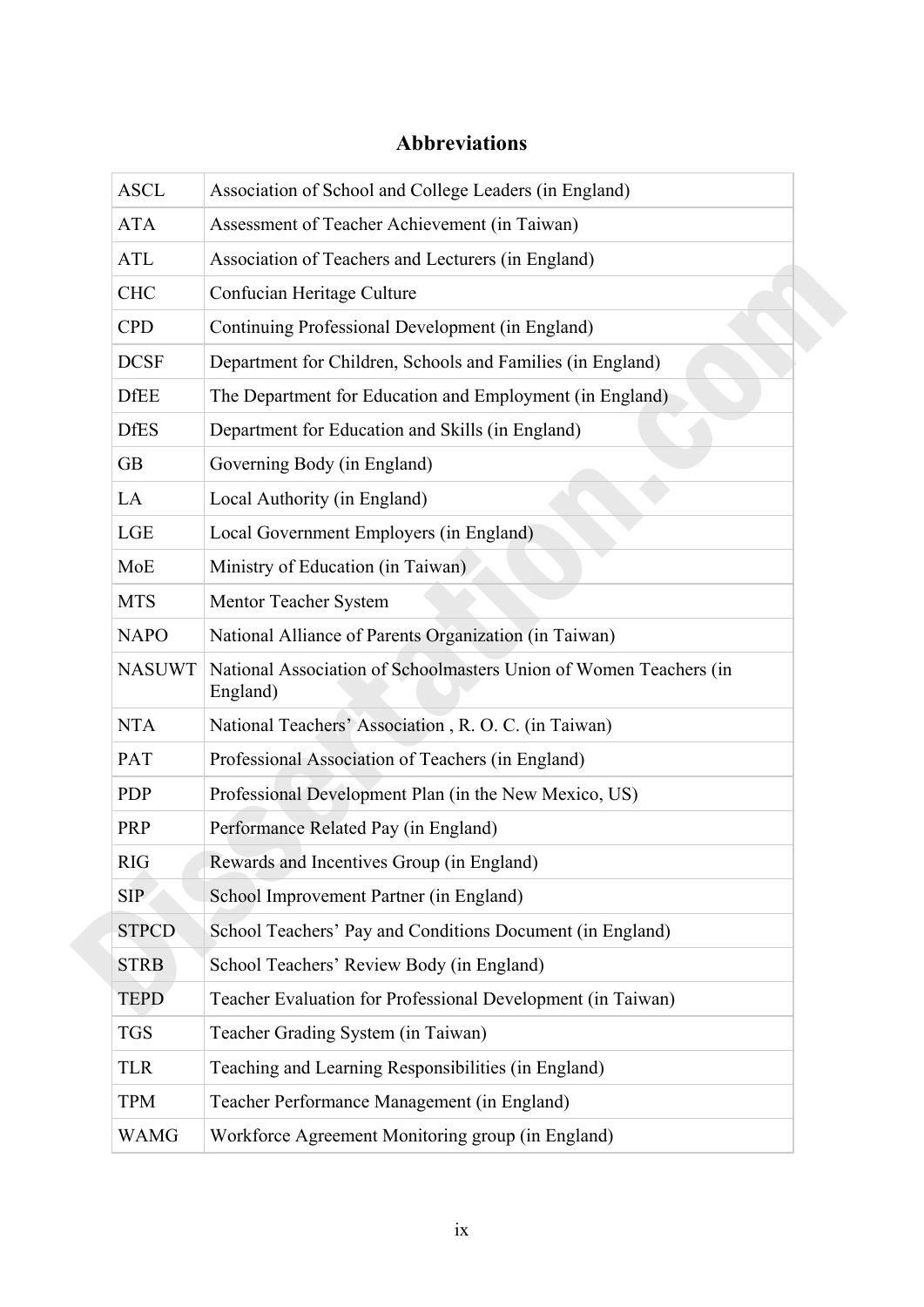# Abbreviations

| | |
|---|---|
| ASCL | Association of School and College Leaders (in England) |
| ATA | Assessment of Teacher Achievement (in Taiwan) |
| ATL | Association of Teachers and Lecturers (in England) |
| CHC | Confucian Heritage Culture |
| CPD | Continuing Professional Development (in England) |
| DCSF | Department for Children, Schools and Families (in England) |
| DfEE | The Department for Education and Employment (in England) |
| DfES | Department for Education and Skills (in England) |
| GB | Governing Body (in England) |
| LA | Local Authority (in England) |
| LGE | Local Government Employers (in England) |
| MoE | Ministry of Education (in Taiwan) |
| MTS | Mentor Teacher System |
| NAPO | National Alliance of Parents Organization (in Taiwan) |
| NASUWT | National Association of Schoolmasters Union of Women Teachers (in England) |
| NTA | National Teachers' Association , R. O. C. (in Taiwan) |
| PAT | Professional Association of Teachers (in England) |
| PDP | Professional Development Plan (in the New Mexico, US) |
| PRP | Performance Related Pay (in England) |
| RIG | Rewards and Incentives Group (in England) |
| SIP | School Improvement Partner (in England) |
| STPCD | School Teachers' Pay and Conditions Document (in England) |
| STRB | School Teachers' Review Body (in England) |
| TEPD | Teacher Evaluation for Professional Development (in Taiwan) |
| TGS | Teacher Grading System (in Taiwan) |
| TLR | Teaching and Learning Responsibilities (in England) |
| TPM | Teacher Performance Management (in England) |
| WAMG | Workforce Agreement Monitoring group (in England) |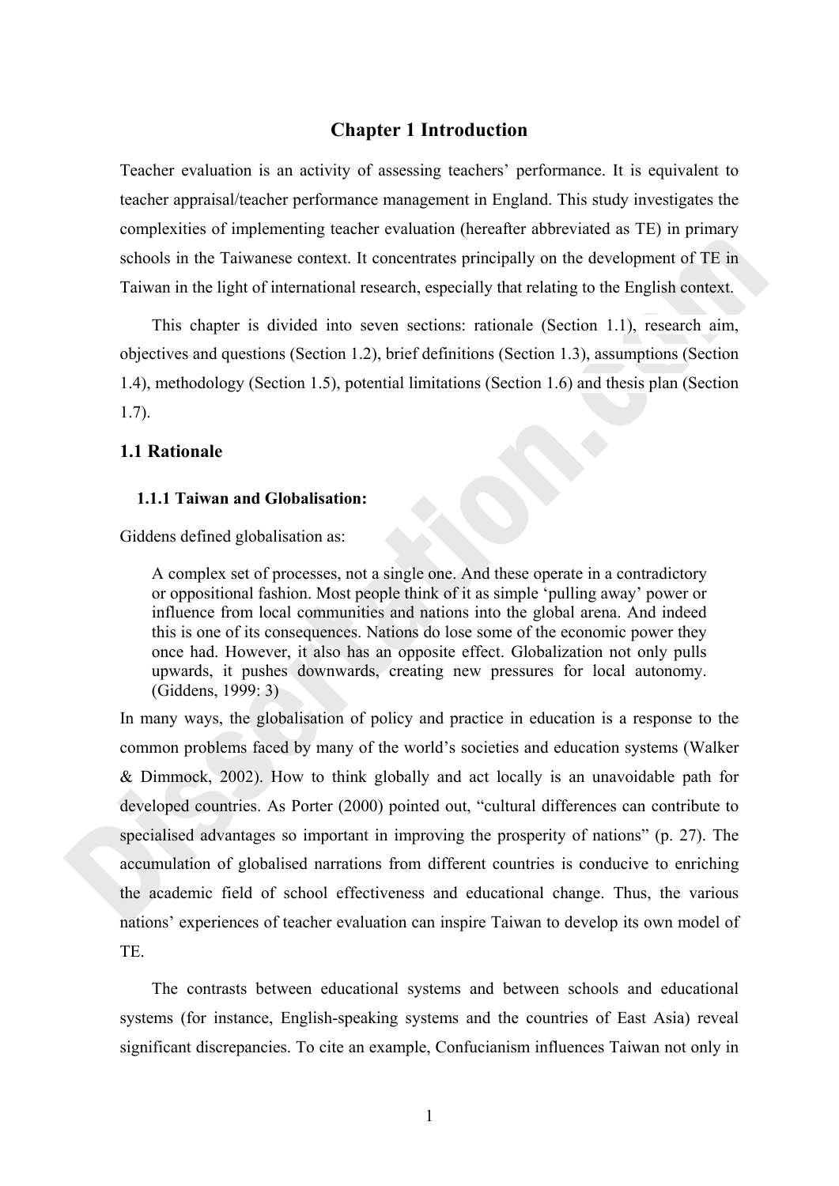# Chapter 1 Introduction

Teacher evaluation is an activity of assessing teachers' performance. It is equivalent to teacher appraisal/teacher performance management in England. This study investigates the complexities of implementing teacher evaluation (hereafter abbreviated as TE) in primary schools in the Taiwanese context. It concentrates principally on the development of TE in Taiwan in the light of international research, especially that relating to the English context.

This chapter is divided into seven sections: rationale (Section 1.1), research aim, objectives and questions (Section 1.2), brief definitions (Section 1.3), assumptions (Section 1.4), methodology (Section 1.5), potential limitations (Section 1.6) and thesis plan (Section 1.7).

## 1.1 Rationale

### 1.1.1 Taiwan and Globalisation:

Giddens defined globalisation as:

> A complex set of processes, not a single one. And these operate in a contradictory or oppositional fashion. Most people think of it as simple 'pulling away' power or influence from local communities and nations into the global arena. And indeed this is one of its consequences. Nations do lose some of the economic power they once had. However, it also has an opposite effect. Globalization not only pulls upwards, it pushes downwards, creating new pressures for local autonomy. (Giddens, 1999: 3)

In many ways, the globalisation of policy and practice in education is a response to the common problems faced by many of the world's societies and education systems (Walker & Dimmock, 2002). How to think globally and act locally is an unavoidable path for developed countries. As Porter (2000) pointed out, "cultural differences can contribute to specialised advantages so important in improving the prosperity of nations" (p. 27). The accumulation of globalised narrations from different countries is conducive to enriching the academic field of school effectiveness and educational change. Thus, the various nations' experiences of teacher evaluation can inspire Taiwan to develop its own model of TE.

The contrasts between educational systems and between schools and educational systems (for instance, English-speaking systems and the countries of East Asia) reveal significant discrepancies. To cite an example, Confucianism influences Taiwan not only in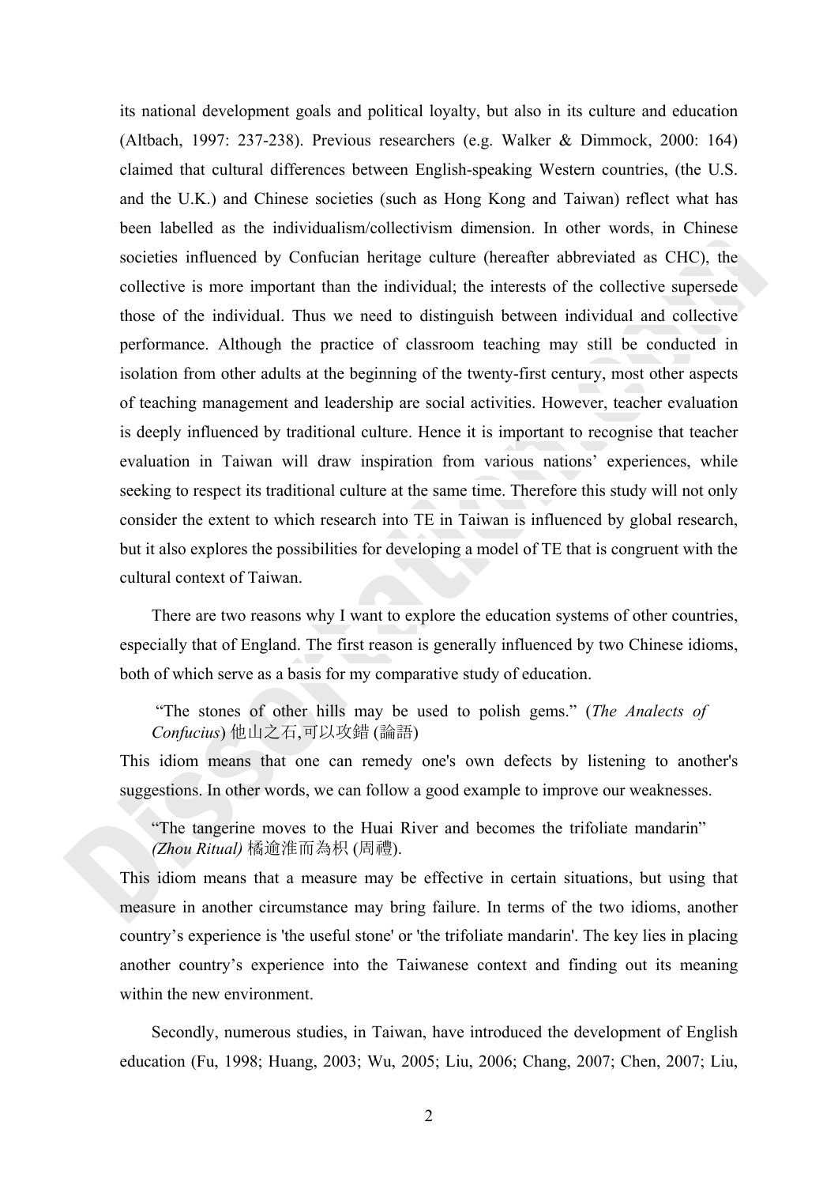its national development goals and political loyalty, but also in its culture and education (Altbach, 1997: 237-238). Previous researchers (e.g. Walker & Dimmock, 2000: 164) claimed that cultural differences between English-speaking Western countries, (the U.S. and the U.K.) and Chinese societies (such as Hong Kong and Taiwan) reflect what has been labelled as the individualism/collectivism dimension. In other words, in Chinese societies influenced by Confucian heritage culture (hereafter abbreviated as CHC), the collective is more important than the individual; the interests of the collective supersede those of the individual. Thus we need to distinguish between individual and collective performance. Although the practice of classroom teaching may still be conducted in isolation from other adults at the beginning of the twenty-first century, most other aspects of teaching management and leadership are social activities. However, teacher evaluation is deeply influenced by traditional culture. Hence it is important to recognise that teacher evaluation in Taiwan will draw inspiration from various nations' experiences, while seeking to respect its traditional culture at the same time. Therefore this study will not only consider the extent to which research into TE in Taiwan is influenced by global research, but it also explores the possibilities for developing a model of TE that is congruent with the cultural context of Taiwan.

There are two reasons why I want to explore the education systems of other countries, especially that of England. The first reason is generally influenced by two Chinese idioms, both of which serve as a basis for my comparative study of education.

> "The stones of other hills may be used to polish gems." (*The Analects of Confucius*) 他山之石,可以攻錯 (論語)

This idiom means that one can remedy one's own defects by listening to another's suggestions. In other words, we can follow a good example to improve our weaknesses.

> "The tangerine moves to the Huai River and becomes the trifoliate mandarin" *(Zhou Ritual)* 橘逾淮而為枳 (周禮).

This idiom means that a measure may be effective in certain situations, but using that measure in another circumstance may bring failure. In terms of the two idioms, another country's experience is 'the useful stone' or 'the trifoliate mandarin'. The key lies in placing another country's experience into the Taiwanese context and finding out its meaning within the new environment.

Secondly, numerous studies, in Taiwan, have introduced the development of English education (Fu, 1998; Huang, 2003; Wu, 2005; Liu, 2006; Chang, 2007; Chen, 2007; Liu,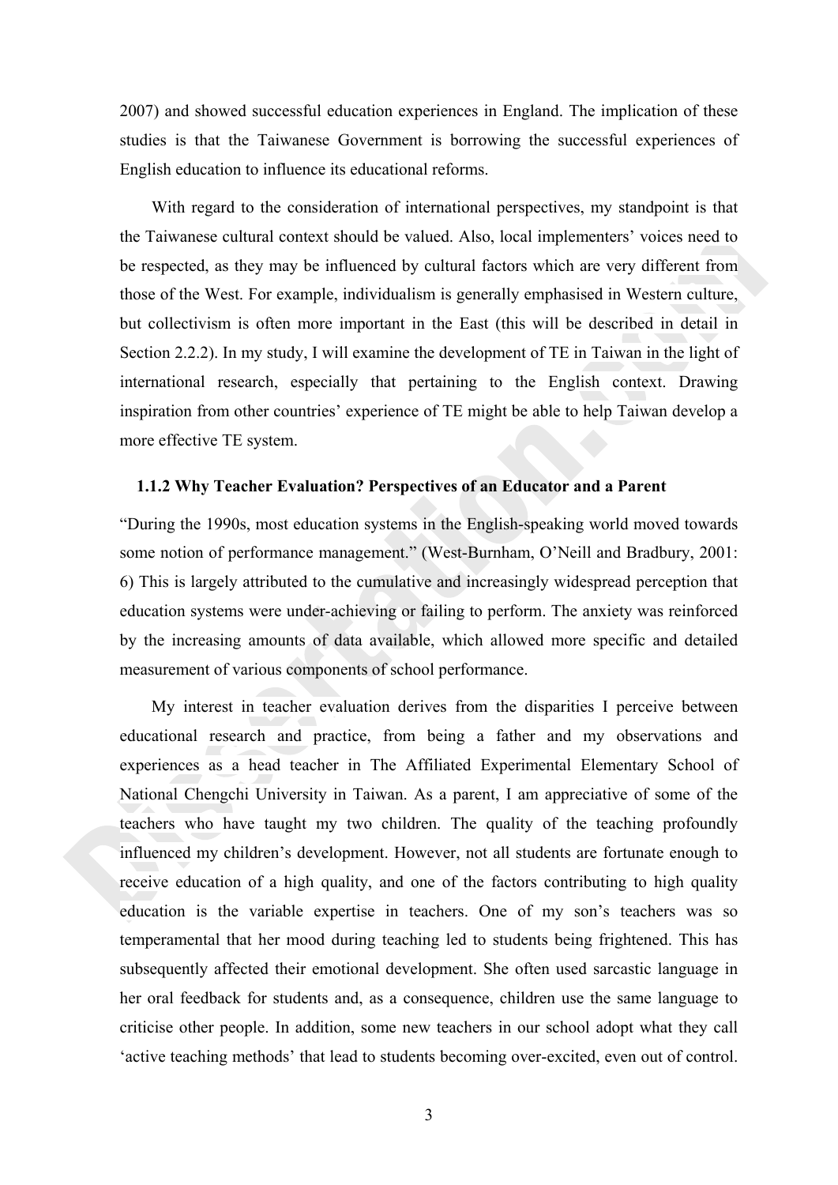2007) and showed successful education experiences in England. The implication of these studies is that the Taiwanese Government is borrowing the successful experiences of English education to influence its educational reforms.

With regard to the consideration of international perspectives, my standpoint is that the Taiwanese cultural context should be valued. Also, local implementers' voices need to be respected, as they may be influenced by cultural factors which are very different from those of the West. For example, individualism is generally emphasised in Western culture, but collectivism is often more important in the East (this will be described in detail in Section 2.2.2). In my study, I will examine the development of TE in Taiwan in the light of international research, especially that pertaining to the English context. Drawing inspiration from other countries' experience of TE might be able to help Taiwan develop a more effective TE system.

### 1.1.2 Why Teacher Evaluation? Perspectives of an Educator and a Parent

"During the 1990s, most education systems in the English-speaking world moved towards some notion of performance management." (West-Burnham, O'Neill and Bradbury, 2001: 6) This is largely attributed to the cumulative and increasingly widespread perception that education systems were under-achieving or failing to perform. The anxiety was reinforced by the increasing amounts of data available, which allowed more specific and detailed measurement of various components of school performance.

My interest in teacher evaluation derives from the disparities I perceive between educational research and practice, from being a father and my observations and experiences as a head teacher in The Affiliated Experimental Elementary School of National Chengchi University in Taiwan. As a parent, I am appreciative of some of the teachers who have taught my two children. The quality of the teaching profoundly influenced my children's development. However, not all students are fortunate enough to receive education of a high quality, and one of the factors contributing to high quality education is the variable expertise in teachers. One of my son's teachers was so temperamental that her mood during teaching led to students being frightened. This has subsequently affected their emotional development. She often used sarcastic language in her oral feedback for students and, as a consequence, children use the same language to criticise other people. In addition, some new teachers in our school adopt what they call 'active teaching methods' that lead to students becoming over-excited, even out of control.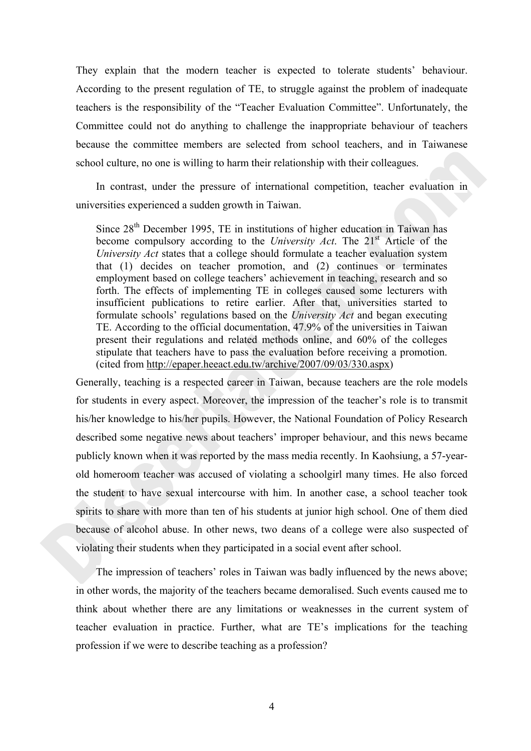They explain that the modern teacher is expected to tolerate students' behaviour. According to the present regulation of TE, to struggle against the problem of inadequate teachers is the responsibility of the "Teacher Evaluation Committee". Unfortunately, the Committee could not do anything to challenge the inappropriate behaviour of teachers because the committee members are selected from school teachers, and in Taiwanese school culture, no one is willing to harm their relationship with their colleagues.

In contrast, under the pressure of international competition, teacher evaluation in universities experienced a sudden growth in Taiwan.

> Since 28th December 1995, TE in institutions of higher education in Taiwan has become compulsory according to the *University Act*. The 21st Article of the *University Act* states that a college should formulate a teacher evaluation system that (1) decides on teacher promotion, and (2) continues or terminates employment based on college teachers' achievement in teaching, research and so forth. The effects of implementing TE in colleges caused some lecturers with insufficient publications to retire earlier. After that, universities started to formulate schools' regulations based on the *University Act* and began executing TE. According to the official documentation, 47.9% of the universities in Taiwan present their regulations and related methods online, and 60% of the colleges stipulate that teachers have to pass the evaluation before receiving a promotion. (cited from http://epaper.heeact.edu.tw/archive/2007/09/03/330.aspx)

Generally, teaching is a respected career in Taiwan, because teachers are the role models for students in every aspect. Moreover, the impression of the teacher's role is to transmit his/her knowledge to his/her pupils. However, the National Foundation of Policy Research described some negative news about teachers' improper behaviour, and this news became publicly known when it was reported by the mass media recently. In Kaohsiung, a 57-year-old homeroom teacher was accused of violating a schoolgirl many times. He also forced the student to have sexual intercourse with him. In another case, a school teacher took spirits to share with more than ten of his students at junior high school. One of them died because of alcohol abuse. In other news, two deans of a college were also suspected of violating their students when they participated in a social event after school.

The impression of teachers' roles in Taiwan was badly influenced by the news above; in other words, the majority of the teachers became demoralised. Such events caused me to think about whether there are any limitations or weaknesses in the current system of teacher evaluation in practice. Further, what are TE's implications for the teaching profession if we were to describe teaching as a profession?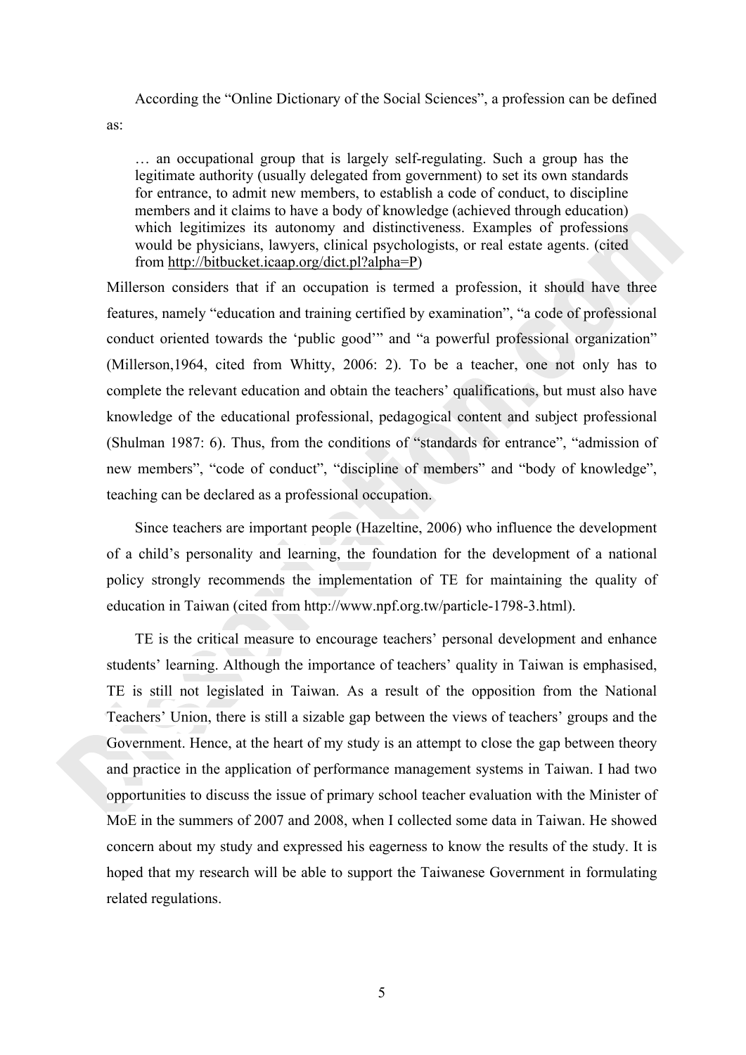According the "Online Dictionary of the Social Sciences", a profession can be defined as:

> … an occupational group that is largely self-regulating. Such a group has the legitimate authority (usually delegated from government) to set its own standards for entrance, to admit new members, to establish a code of conduct, to discipline members and it claims to have a body of knowledge (achieved through education) which legitimizes its autonomy and distinctiveness. Examples of professions would be physicians, lawyers, clinical psychologists, or real estate agents. (cited from http://bitbucket.icaap.org/dict.pl?alpha=P)

Millerson considers that if an occupation is termed a profession, it should have three features, namely "education and training certified by examination", "a code of professional conduct oriented towards the 'public good'" and "a powerful professional organization" (Millerson,1964, cited from Whitty, 2006: 2). To be a teacher, one not only has to complete the relevant education and obtain the teachers' qualifications, but must also have knowledge of the educational professional, pedagogical content and subject professional (Shulman 1987: 6). Thus, from the conditions of "standards for entrance", "admission of new members", "code of conduct", "discipline of members" and "body of knowledge", teaching can be declared as a professional occupation.

Since teachers are important people (Hazeltine, 2006) who influence the development of a child's personality and learning, the foundation for the development of a national policy strongly recommends the implementation of TE for maintaining the quality of education in Taiwan (cited from http://www.npf.org.tw/particle-1798-3.html).

TE is the critical measure to encourage teachers' personal development and enhance students' learning. Although the importance of teachers' quality in Taiwan is emphasised, TE is still not legislated in Taiwan. As a result of the opposition from the National Teachers' Union, there is still a sizable gap between the views of teachers' groups and the Government. Hence, at the heart of my study is an attempt to close the gap between theory and practice in the application of performance management systems in Taiwan. I had two opportunities to discuss the issue of primary school teacher evaluation with the Minister of MoE in the summers of 2007 and 2008, when I collected some data in Taiwan. He showed concern about my study and expressed his eagerness to know the results of the study. It is hoped that my research will be able to support the Taiwanese Government in formulating related regulations.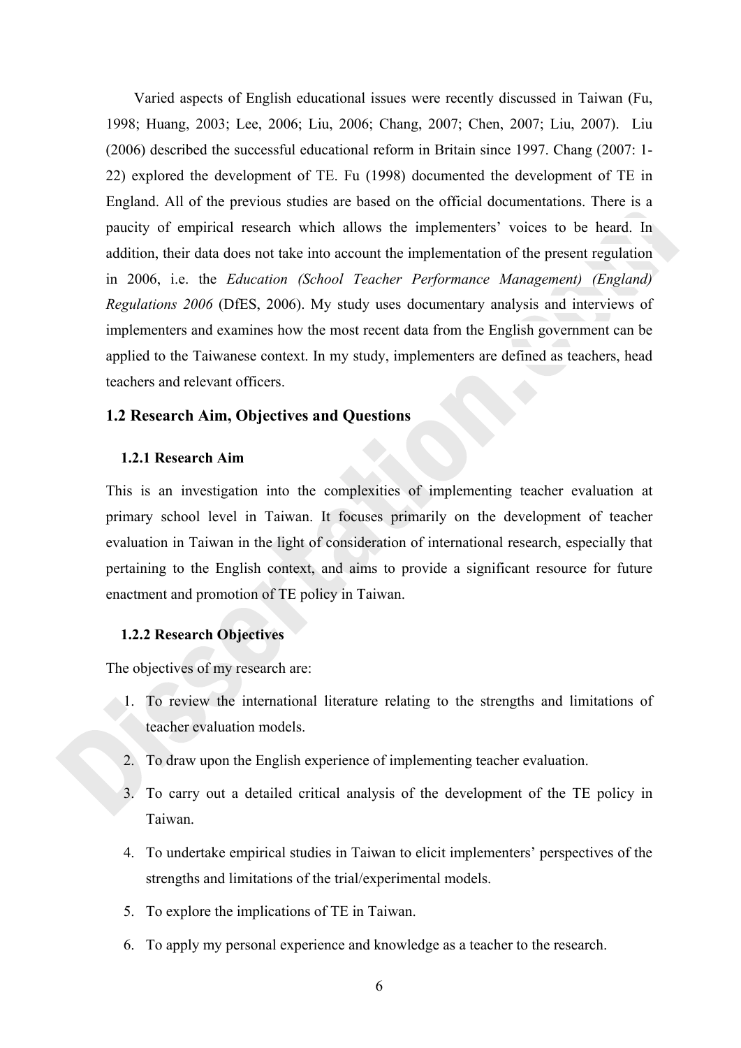Varied aspects of English educational issues were recently discussed in Taiwan (Fu, 1998; Huang, 2003; Lee, 2006; Liu, 2006; Chang, 2007; Chen, 2007; Liu, 2007). Liu (2006) described the successful educational reform in Britain since 1997. Chang (2007: 1-22) explored the development of TE. Fu (1998) documented the development of TE in England. All of the previous studies are based on the official documentations. There is a paucity of empirical research which allows the implementers' voices to be heard. In addition, their data does not take into account the implementation of the present regulation in 2006, i.e. the *Education (School Teacher Performance Management) (England) Regulations 2006* (DfES, 2006). My study uses documentary analysis and interviews of implementers and examines how the most recent data from the English government can be applied to the Taiwanese context. In my study, implementers are defined as teachers, head teachers and relevant officers.

## 1.2 Research Aim, Objectives and Questions

### 1.2.1 Research Aim

This is an investigation into the complexities of implementing teacher evaluation at primary school level in Taiwan. It focuses primarily on the development of teacher evaluation in Taiwan in the light of consideration of international research, especially that pertaining to the English context, and aims to provide a significant resource for future enactment and promotion of TE policy in Taiwan.

### 1.2.2 Research Objectives

The objectives of my research are:

1. To review the international literature relating to the strengths and limitations of teacher evaluation models.
2. To draw upon the English experience of implementing teacher evaluation.
3. To carry out a detailed critical analysis of the development of the TE policy in Taiwan.
4. To undertake empirical studies in Taiwan to elicit implementers' perspectives of the strengths and limitations of the trial/experimental models.
5. To explore the implications of TE in Taiwan.
6. To apply my personal experience and knowledge as a teacher to the research.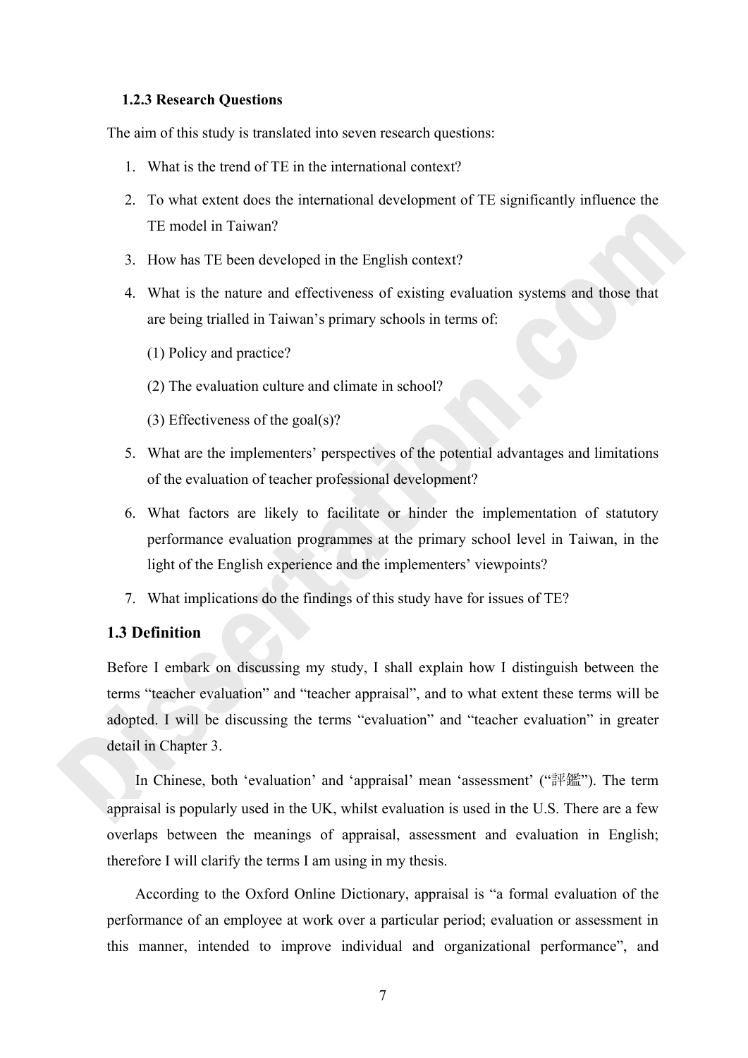### 1.2.3 Research Questions

The aim of this study is translated into seven research questions:

1. What is the trend of TE in the international context?
2. To what extent does the international development of TE significantly influence the TE model in Taiwan?
3. How has TE been developed in the English context?
4. What is the nature and effectiveness of existing evaluation systems and those that are being trialled in Taiwan's primary schools in terms of:

   (1) Policy and practice?

   (2) The evaluation culture and climate in school?

   (3) Effectiveness of the goal(s)?
5. What are the implementers' perspectives of the potential advantages and limitations of the evaluation of teacher professional development?
6. What factors are likely to facilitate or hinder the implementation of statutory performance evaluation programmes at the primary school level in Taiwan, in the light of the English experience and the implementers' viewpoints?
7. What implications do the findings of this study have for issues of TE?

## 1.3 Definition

Before I embark on discussing my study, I shall explain how I distinguish between the terms "teacher evaluation" and "teacher appraisal", and to what extent these terms will be adopted. I will be discussing the terms "evaluation" and "teacher evaluation" in greater detail in Chapter 3.

In Chinese, both 'evaluation' and 'appraisal' mean 'assessment' ("評鑑"). The term appraisal is popularly used in the UK, whilst evaluation is used in the U.S. There are a few overlaps between the meanings of appraisal, assessment and evaluation in English; therefore I will clarify the terms I am using in my thesis.

According to the Oxford Online Dictionary, appraisal is "a formal evaluation of the performance of an employee at work over a particular period; evaluation or assessment in this manner, intended to improve individual and organizational performance", and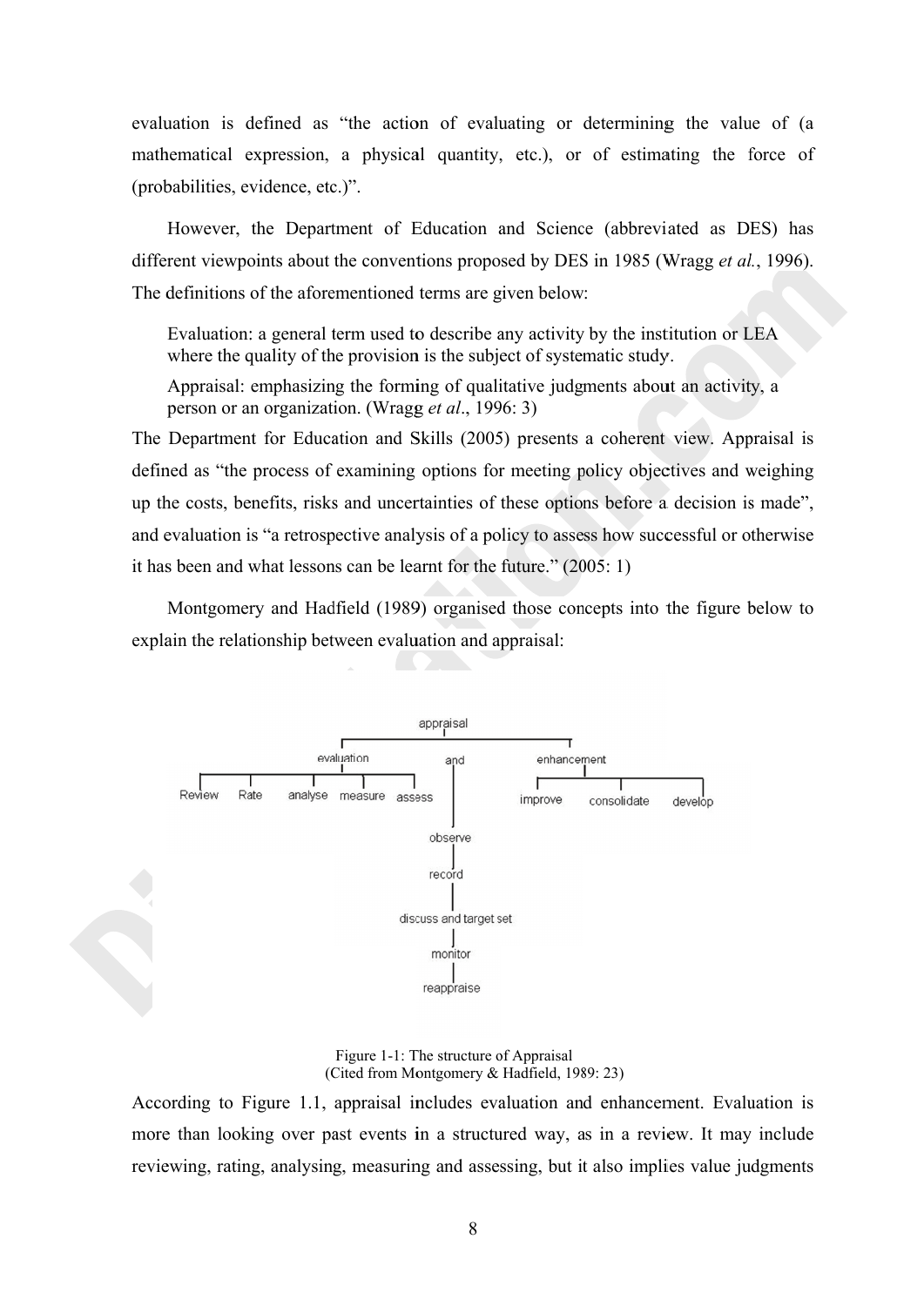evaluation is defined as "the action of evaluating or determining the value of (a mathematical expression, a physical quantity, etc.), or of estimating the force of (probabilities, evidence, etc.)".

However, the Department of Education and Science (abbreviated as DES) has different viewpoints about the conventions proposed by DES in 1985 (Wragg *et al.*, 1996). The definitions of the aforementioned terms are given below:

> Evaluation: a general term used to describe any activity by the institution or LEA where the quality of the provision is the subject of systematic study.
>
> Appraisal: emphasizing the forming of qualitative judgments about an activity, a person or an organization. (Wragg *et al*., 1996: 3)

The Department for Education and Skills (2005) presents a coherent view. Appraisal is defined as "the process of examining options for meeting policy objectives and weighing up the costs, benefits, risks and uncertainties of these options before a decision is made", and evaluation is "a retrospective analysis of a policy to assess how successful or otherwise it has been and what lessons can be learnt for the future." (2005: 1)

Montgomery and Hadfield (1989) organised those concepts into the figure below to explain the relationship between evaluation and appraisal:

Figure 1-1: The structure of Appraisal
(Cited from Montgomery & Hadfield, 1989: 23)

According to Figure 1.1, appraisal includes evaluation and enhancement. Evaluation is more than looking over past events in a structured way, as in a review. It may include reviewing, rating, analysing, measuring and assessing, but it also implies value judgments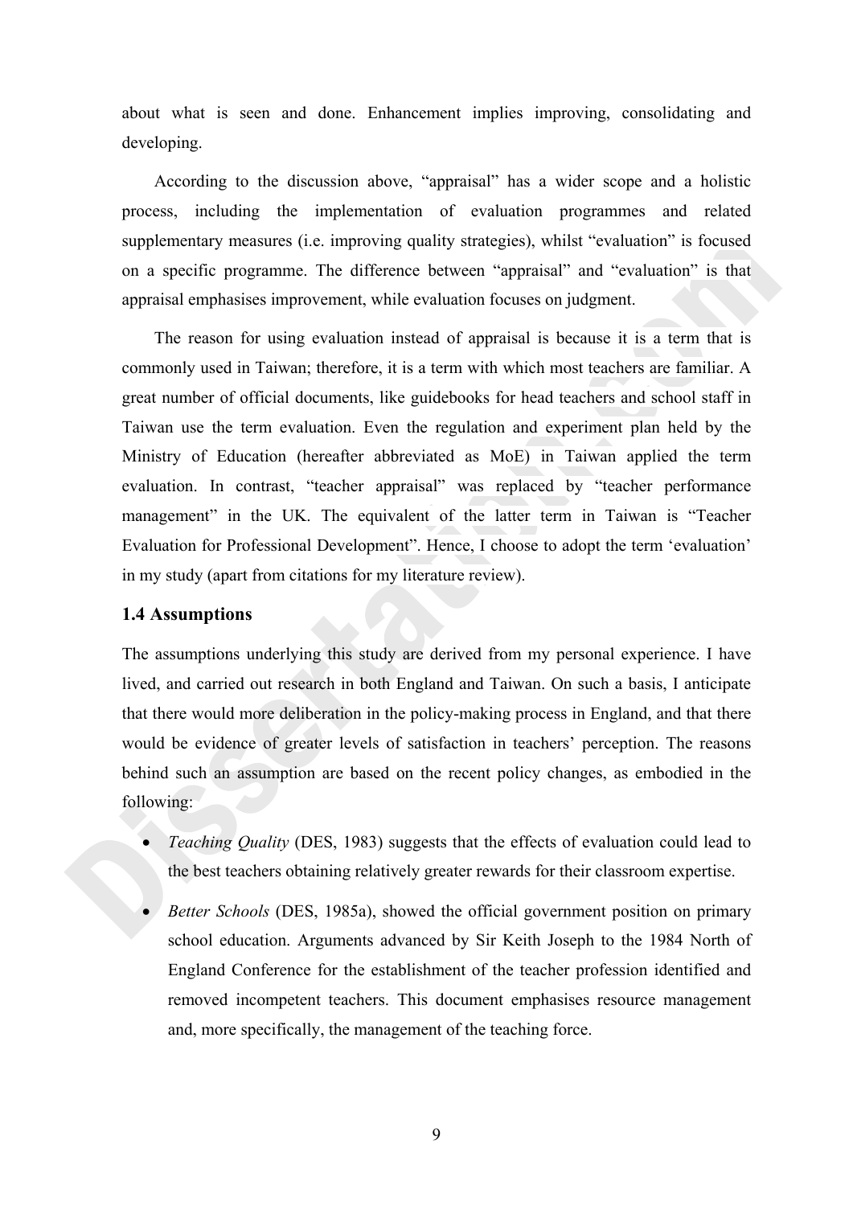about what is seen and done. Enhancement implies improving, consolidating and developing.

According to the discussion above, "appraisal" has a wider scope and a holistic process, including the implementation of evaluation programmes and related supplementary measures (i.e. improving quality strategies), whilst "evaluation" is focused on a specific programme. The difference between "appraisal" and "evaluation" is that appraisal emphasises improvement, while evaluation focuses on judgment.

The reason for using evaluation instead of appraisal is because it is a term that is commonly used in Taiwan; therefore, it is a term with which most teachers are familiar. A great number of official documents, like guidebooks for head teachers and school staff in Taiwan use the term evaluation. Even the regulation and experiment plan held by the Ministry of Education (hereafter abbreviated as MoE) in Taiwan applied the term evaluation. In contrast, "teacher appraisal" was replaced by "teacher performance management" in the UK. The equivalent of the latter term in Taiwan is "Teacher Evaluation for Professional Development". Hence, I choose to adopt the term 'evaluation' in my study (apart from citations for my literature review).

### 1.4 Assumptions

The assumptions underlying this study are derived from my personal experience. I have lived, and carried out research in both England and Taiwan. On such a basis, I anticipate that there would more deliberation in the policy-making process in England, and that there would be evidence of greater levels of satisfaction in teachers' perception. The reasons behind such an assumption are based on the recent policy changes, as embodied in the following:

- *Teaching Quality* (DES, 1983) suggests that the effects of evaluation could lead to the best teachers obtaining relatively greater rewards for their classroom expertise.
- *Better Schools* (DES, 1985a), showed the official government position on primary school education. Arguments advanced by Sir Keith Joseph to the 1984 North of England Conference for the establishment of the teacher profession identified and removed incompetent teachers. This document emphasises resource management and, more specifically, the management of the teaching force.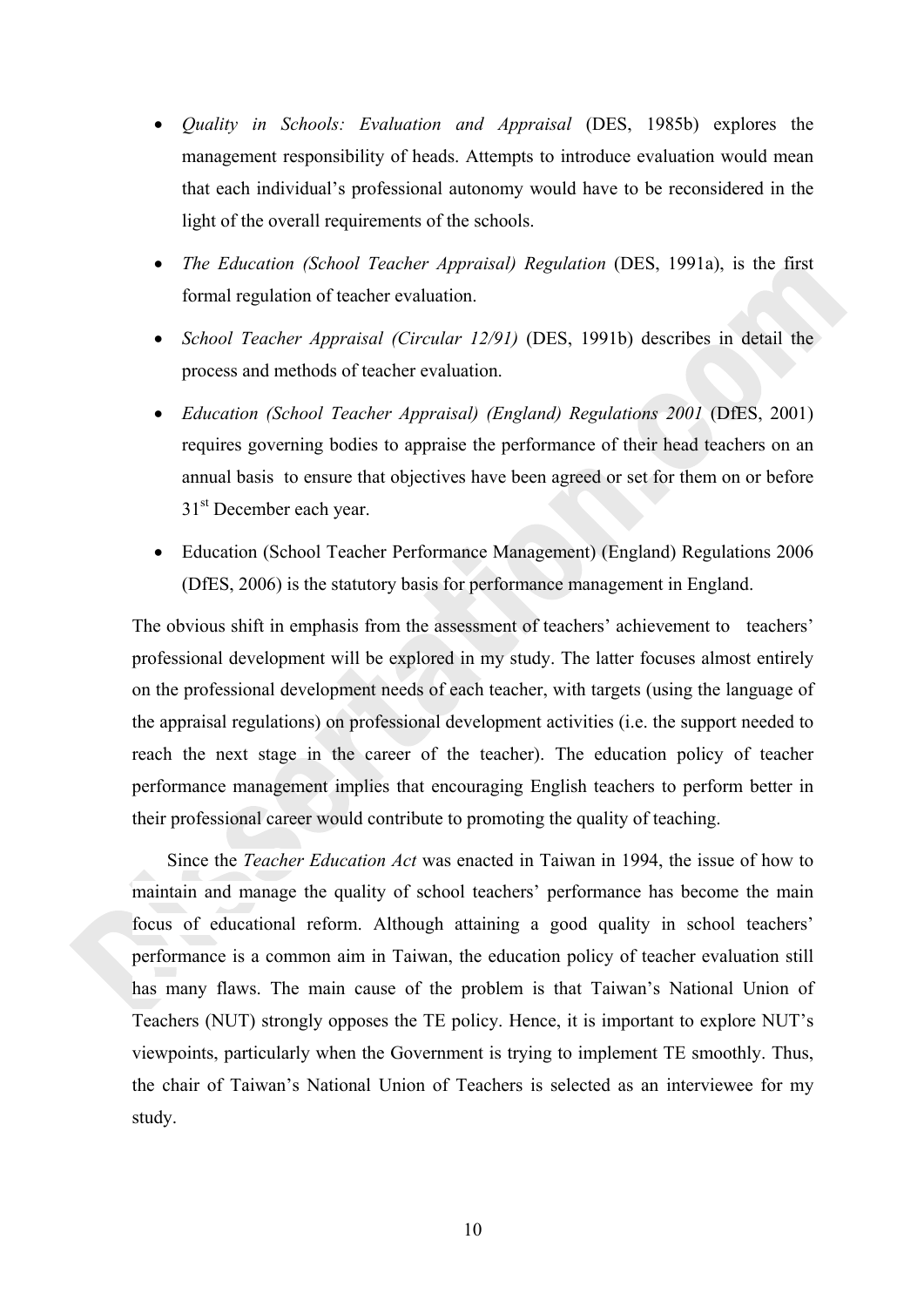- *Quality in Schools: Evaluation and Appraisal* (DES, 1985b) explores the management responsibility of heads. Attempts to introduce evaluation would mean that each individual's professional autonomy would have to be reconsidered in the light of the overall requirements of the schools.
- *The Education (School Teacher Appraisal) Regulation* (DES, 1991a), is the first formal regulation of teacher evaluation.
- *School Teacher Appraisal (Circular 12/91)* (DES, 1991b) describes in detail the process and methods of teacher evaluation.
- *Education (School Teacher Appraisal) (England) Regulations 2001* (DfES, 2001) requires governing bodies to appraise the performance of their head teachers on an annual basis to ensure that objectives have been agreed or set for them on or before 31st December each year.
- Education (School Teacher Performance Management) (England) Regulations 2006 (DfES, 2006) is the statutory basis for performance management in England.

The obvious shift in emphasis from the assessment of teachers' achievement to teachers' professional development will be explored in my study. The latter focuses almost entirely on the professional development needs of each teacher, with targets (using the language of the appraisal regulations) on professional development activities (i.e. the support needed to reach the next stage in the career of the teacher). The education policy of teacher performance management implies that encouraging English teachers to perform better in their professional career would contribute to promoting the quality of teaching.

Since the *Teacher Education Act* was enacted in Taiwan in 1994, the issue of how to maintain and manage the quality of school teachers' performance has become the main focus of educational reform. Although attaining a good quality in school teachers' performance is a common aim in Taiwan, the education policy of teacher evaluation still has many flaws. The main cause of the problem is that Taiwan's National Union of Teachers (NUT) strongly opposes the TE policy. Hence, it is important to explore NUT's viewpoints, particularly when the Government is trying to implement TE smoothly. Thus, the chair of Taiwan's National Union of Teachers is selected as an interviewee for my study.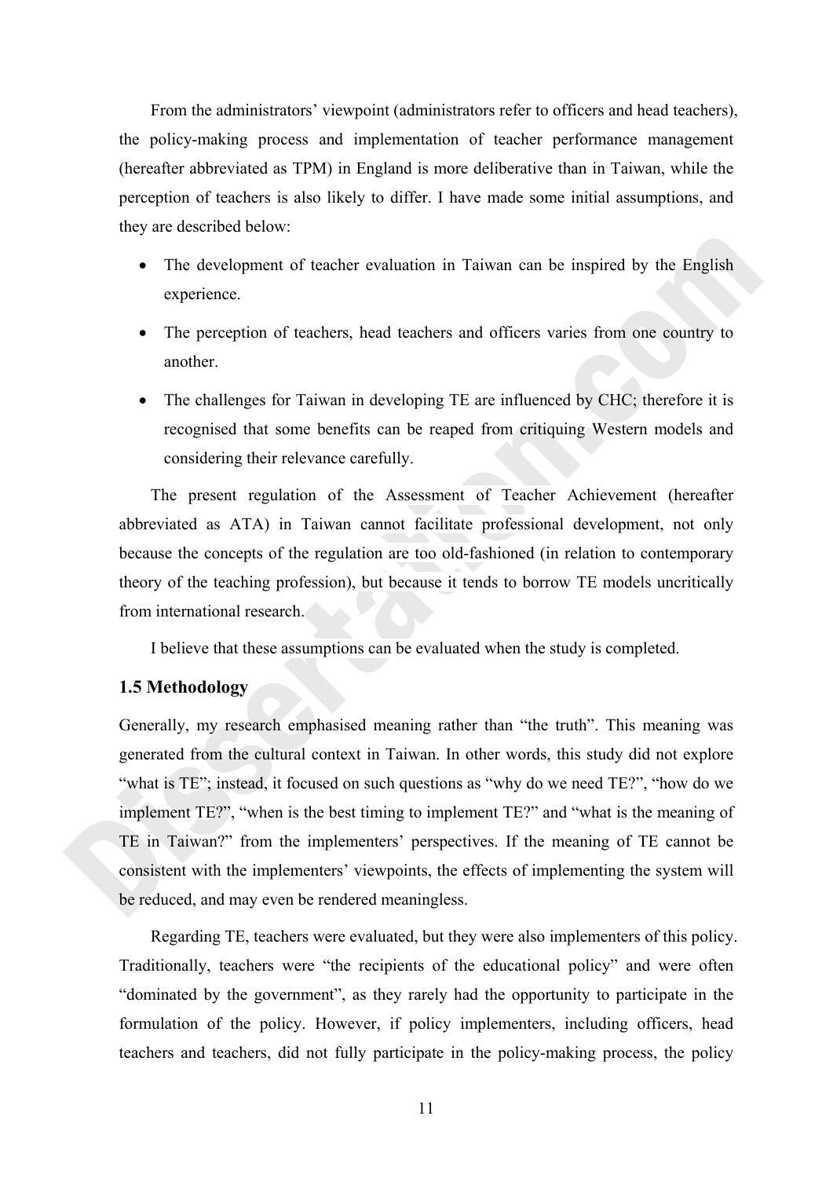From the administrators' viewpoint (administrators refer to officers and head teachers), the policy-making process and implementation of teacher performance management (hereafter abbreviated as TPM) in England is more deliberative than in Taiwan, while the perception of teachers is also likely to differ. I have made some initial assumptions, and they are described below:

- The development of teacher evaluation in Taiwan can be inspired by the English experience.
- The perception of teachers, head teachers and officers varies from one country to another.
- The challenges for Taiwan in developing TE are influenced by CHC; therefore it is recognised that some benefits can be reaped from critiquing Western models and considering their relevance carefully.

The present regulation of the Assessment of Teacher Achievement (hereafter abbreviated as ATA) in Taiwan cannot facilitate professional development, not only because the concepts of the regulation are too old-fashioned (in relation to contemporary theory of the teaching profession), but because it tends to borrow TE models uncritically from international research.

I believe that these assumptions can be evaluated when the study is completed.

### 1.5 Methodology

Generally, my research emphasised meaning rather than "the truth". This meaning was generated from the cultural context in Taiwan. In other words, this study did not explore "what is TE"; instead, it focused on such questions as "why do we need TE?", "how do we implement TE?", "when is the best timing to implement TE?" and "what is the meaning of TE in Taiwan?" from the implementers' perspectives. If the meaning of TE cannot be consistent with the implementers' viewpoints, the effects of implementing the system will be reduced, and may even be rendered meaningless.

Regarding TE, teachers were evaluated, but they were also implementers of this policy. Traditionally, teachers were "the recipients of the educational policy" and were often "dominated by the government", as they rarely had the opportunity to participate in the formulation of the policy. However, if policy implementers, including officers, head teachers and teachers, did not fully participate in the policy-making process, the policy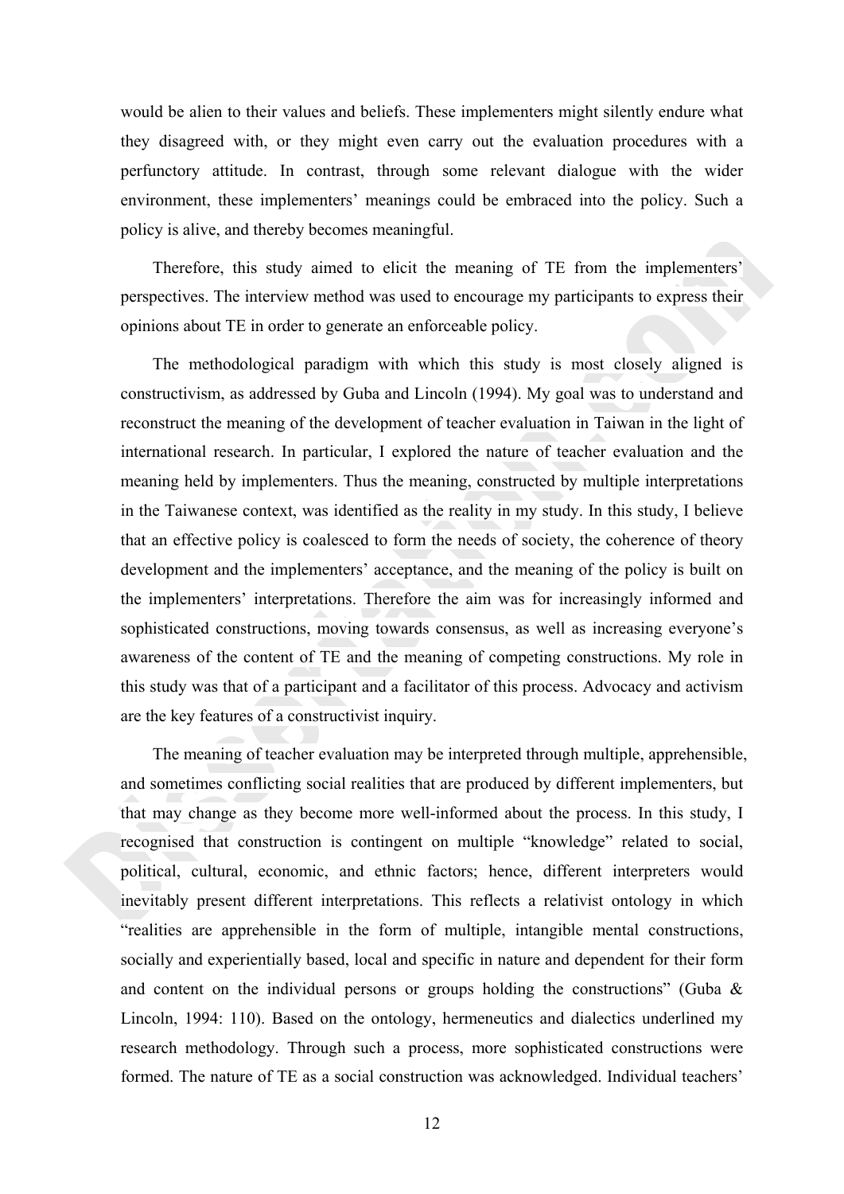would be alien to their values and beliefs. These implementers might silently endure what they disagreed with, or they might even carry out the evaluation procedures with a perfunctory attitude. In contrast, through some relevant dialogue with the wider environment, these implementers' meanings could be embraced into the policy. Such a policy is alive, and thereby becomes meaningful.

Therefore, this study aimed to elicit the meaning of TE from the implementers' perspectives. The interview method was used to encourage my participants to express their opinions about TE in order to generate an enforceable policy.

The methodological paradigm with which this study is most closely aligned is constructivism, as addressed by Guba and Lincoln (1994). My goal was to understand and reconstruct the meaning of the development of teacher evaluation in Taiwan in the light of international research. In particular, I explored the nature of teacher evaluation and the meaning held by implementers. Thus the meaning, constructed by multiple interpretations in the Taiwanese context, was identified as the reality in my study. In this study, I believe that an effective policy is coalesced to form the needs of society, the coherence of theory development and the implementers' acceptance, and the meaning of the policy is built on the implementers' interpretations. Therefore the aim was for increasingly informed and sophisticated constructions, moving towards consensus, as well as increasing everyone's awareness of the content of TE and the meaning of competing constructions. My role in this study was that of a participant and a facilitator of this process. Advocacy and activism are the key features of a constructivist inquiry.

The meaning of teacher evaluation may be interpreted through multiple, apprehensible, and sometimes conflicting social realities that are produced by different implementers, but that may change as they become more well-informed about the process. In this study, I recognised that construction is contingent on multiple "knowledge" related to social, political, cultural, economic, and ethnic factors; hence, different interpreters would inevitably present different interpretations. This reflects a relativist ontology in which "realities are apprehensible in the form of multiple, intangible mental constructions, socially and experientially based, local and specific in nature and dependent for their form and content on the individual persons or groups holding the constructions" (Guba & Lincoln, 1994: 110). Based on the ontology, hermeneutics and dialectics underlined my research methodology. Through such a process, more sophisticated constructions were formed. The nature of TE as a social construction was acknowledged. Individual teachers'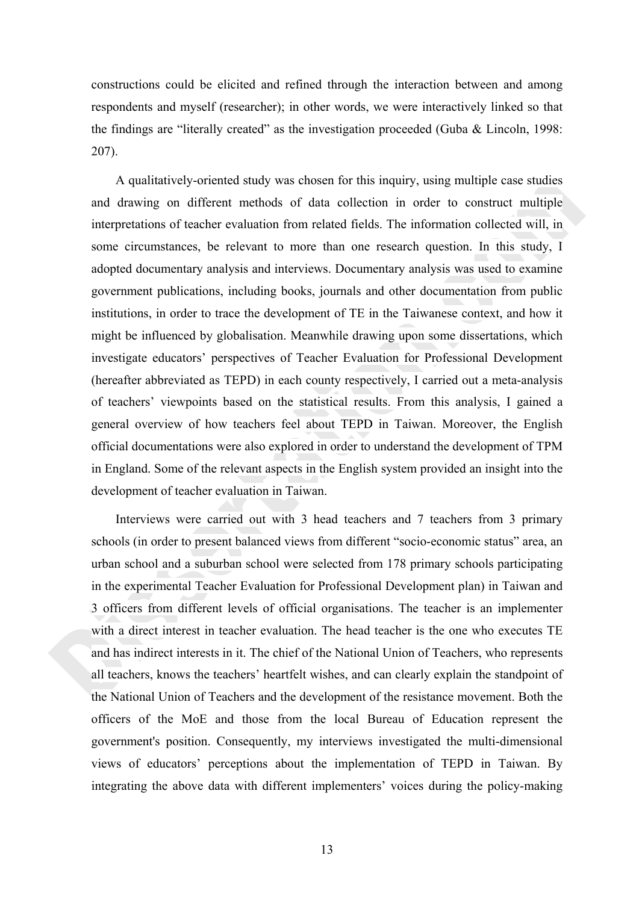constructions could be elicited and refined through the interaction between and among respondents and myself (researcher); in other words, we were interactively linked so that the findings are "literally created" as the investigation proceeded (Guba & Lincoln, 1998: 207).

A qualitatively-oriented study was chosen for this inquiry, using multiple case studies and drawing on different methods of data collection in order to construct multiple interpretations of teacher evaluation from related fields. The information collected will, in some circumstances, be relevant to more than one research question. In this study, I adopted documentary analysis and interviews. Documentary analysis was used to examine government publications, including books, journals and other documentation from public institutions, in order to trace the development of TE in the Taiwanese context, and how it might be influenced by globalisation. Meanwhile drawing upon some dissertations, which investigate educators' perspectives of Teacher Evaluation for Professional Development (hereafter abbreviated as TEPD) in each county respectively, I carried out a meta-analysis of teachers' viewpoints based on the statistical results. From this analysis, I gained a general overview of how teachers feel about TEPD in Taiwan. Moreover, the English official documentations were also explored in order to understand the development of TPM in England. Some of the relevant aspects in the English system provided an insight into the development of teacher evaluation in Taiwan.

Interviews were carried out with 3 head teachers and 7 teachers from 3 primary schools (in order to present balanced views from different "socio-economic status" area, an urban school and a suburban school were selected from 178 primary schools participating in the experimental Teacher Evaluation for Professional Development plan) in Taiwan and 3 officers from different levels of official organisations. The teacher is an implementer with a direct interest in teacher evaluation. The head teacher is the one who executes TE and has indirect interests in it. The chief of the National Union of Teachers, who represents all teachers, knows the teachers' heartfelt wishes, and can clearly explain the standpoint of the National Union of Teachers and the development of the resistance movement. Both the officers of the MoE and those from the local Bureau of Education represent the government's position. Consequently, my interviews investigated the multi-dimensional views of educators' perceptions about the implementation of TEPD in Taiwan. By integrating the above data with different implementers' voices during the policy-making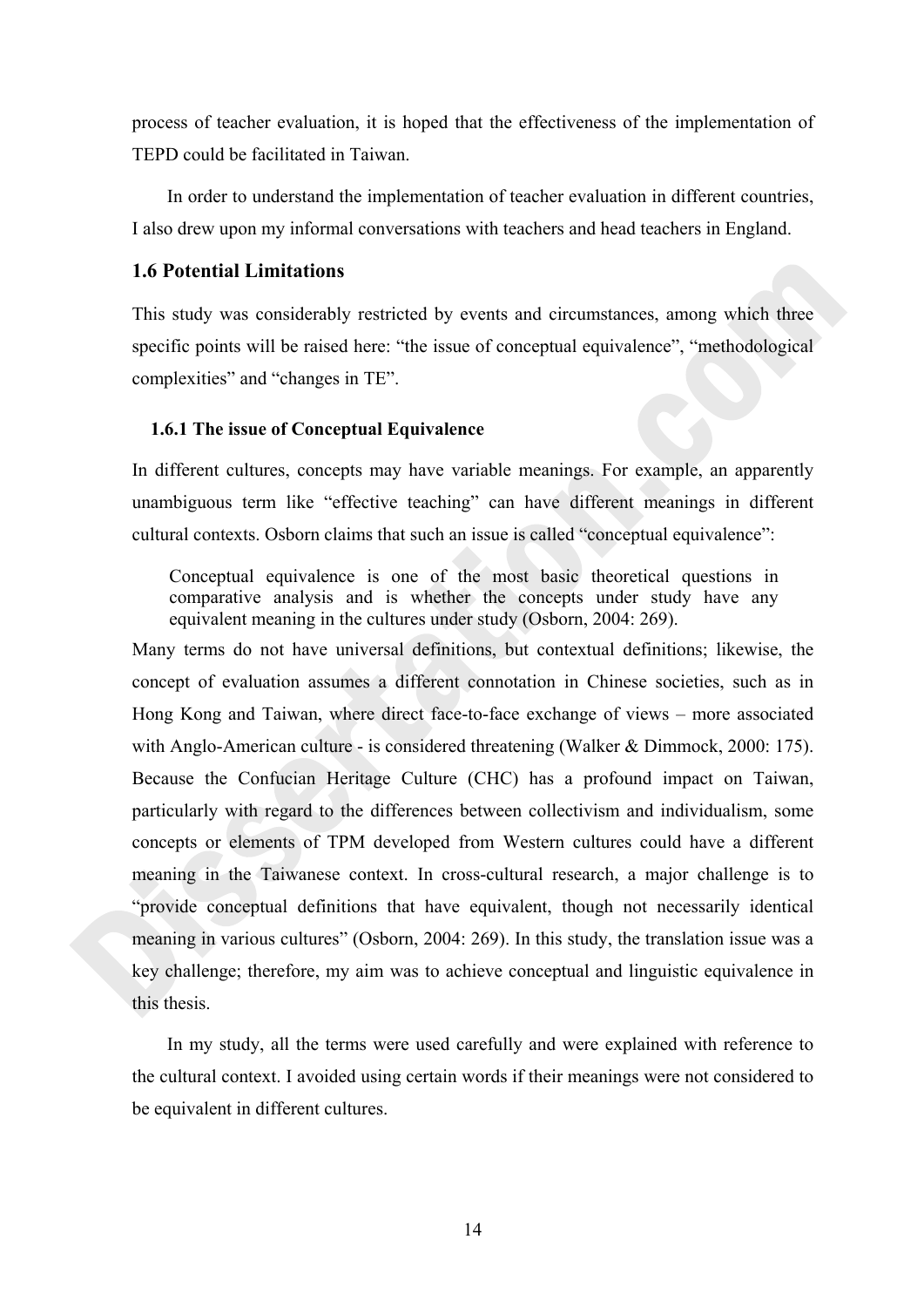process of teacher evaluation, it is hoped that the effectiveness of the implementation of TEPD could be facilitated in Taiwan.

In order to understand the implementation of teacher evaluation in different countries, I also drew upon my informal conversations with teachers and head teachers in England.

## 1.6 Potential Limitations

This study was considerably restricted by events and circumstances, among which three specific points will be raised here: "the issue of conceptual equivalence", "methodological complexities" and "changes in TE".

### 1.6.1 The issue of Conceptual Equivalence

In different cultures, concepts may have variable meanings. For example, an apparently unambiguous term like "effective teaching" can have different meanings in different cultural contexts. Osborn claims that such an issue is called "conceptual equivalence":

> Conceptual equivalence is one of the most basic theoretical questions in comparative analysis and is whether the concepts under study have any equivalent meaning in the cultures under study (Osborn, 2004: 269).

Many terms do not have universal definitions, but contextual definitions; likewise, the concept of evaluation assumes a different connotation in Chinese societies, such as in Hong Kong and Taiwan, where direct face-to-face exchange of views – more associated with Anglo-American culture - is considered threatening (Walker & Dimmock, 2000: 175). Because the Confucian Heritage Culture (CHC) has a profound impact on Taiwan, particularly with regard to the differences between collectivism and individualism, some concepts or elements of TPM developed from Western cultures could have a different meaning in the Taiwanese context. In cross-cultural research, a major challenge is to "provide conceptual definitions that have equivalent, though not necessarily identical meaning in various cultures" (Osborn, 2004: 269). In this study, the translation issue was a key challenge; therefore, my aim was to achieve conceptual and linguistic equivalence in this thesis.

In my study, all the terms were used carefully and were explained with reference to the cultural context. I avoided using certain words if their meanings were not considered to be equivalent in different cultures.